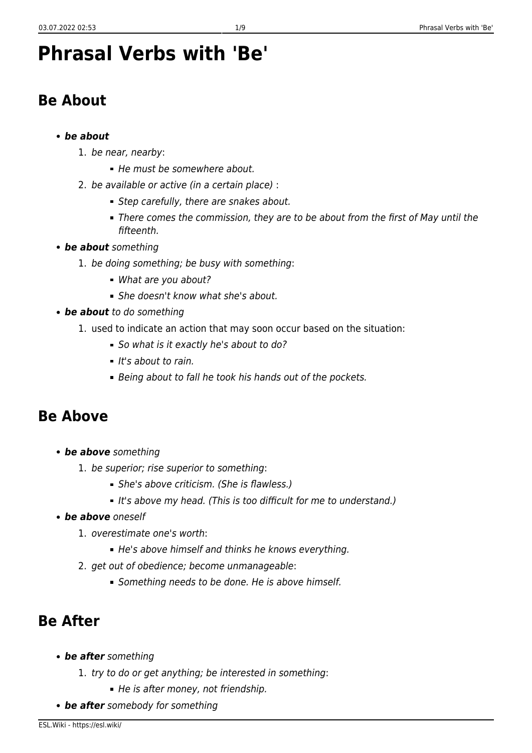# Phrasal Verbs with 'Be'

## Be About

- ***be about***
  1. *be near, nearby*:
     - *He must be somewhere about.*
  2. *be available or active (in a certain place)* :
     - *Step carefully, there are snakes about.*
     - *There comes the commission, they are to be about from the first of May until the fifteenth.*
- ***be about*** *something*
  1. *be doing something; be busy with something*:
     - *What are you about?*
     - *She doesn't know what she's about.*
- ***be about*** *to do something*
  1. used to indicate an action that may soon occur based on the situation:
     - *So what is it exactly he's about to do?*
     - *It's about to rain.*
     - *Being about to fall he took his hands out of the pockets.*

## Be Above

- ***be above*** *something*
  1. *be superior; rise superior to something*:
     - *She's above criticism. (She is flawless.)*
     - *It's above my head. (This is too difficult for me to understand.)*
- ***be above*** *oneself*
  1. *overestimate one's worth*:
     - *He's above himself and thinks he knows everything.*
  2. *get out of obedience; become unmanageable*:
     - *Something needs to be done. He is above himself.*

## Be After

- ***be after*** *something*
  1. *try to do or get anything; be interested in something*:
     - *He is after money, not friendship.*
- ***be after*** *somebody for something*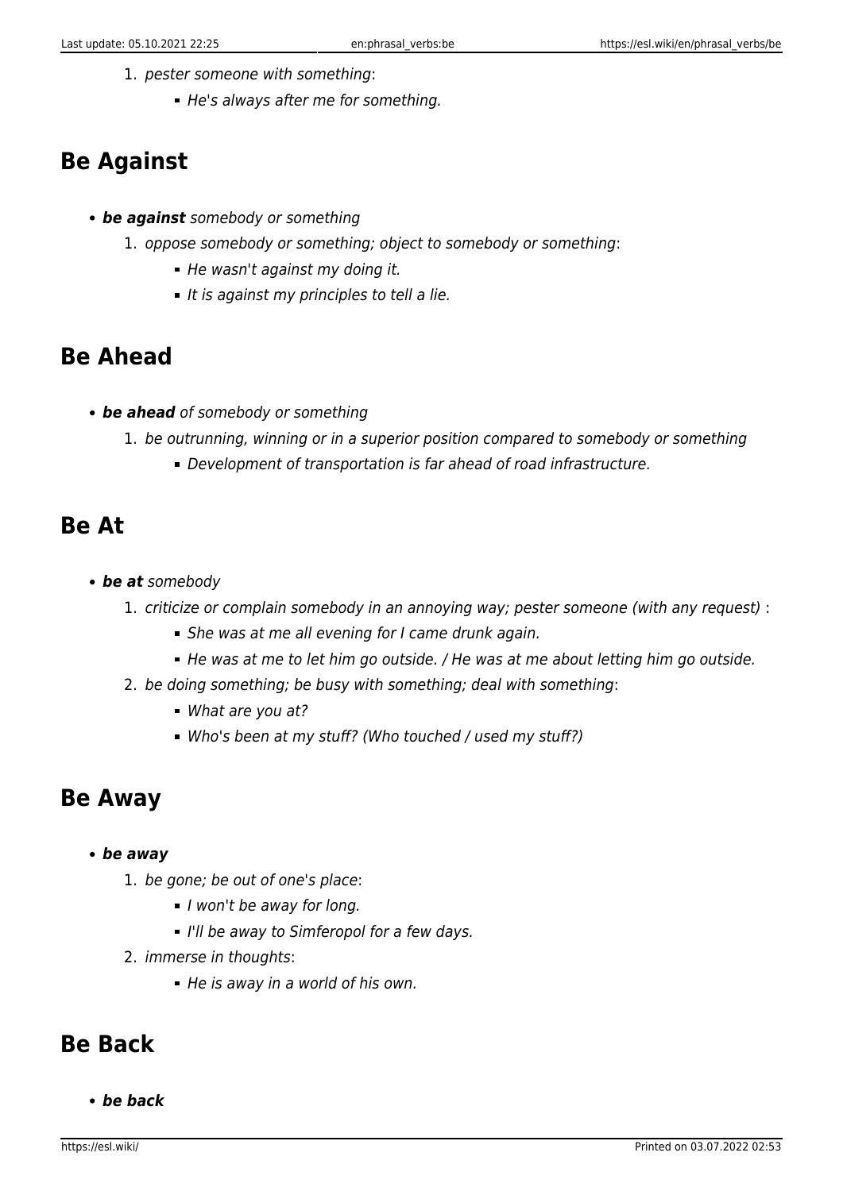1. *pester someone with something*:
    - *He's always after me for something.*

## Be Against

- ***be against*** *somebody or something*
    1. *oppose somebody or something; object to somebody or something*:
        - *He wasn't against my doing it.*
        - *It is against my principles to tell a lie.*

## Be Ahead

- ***be ahead*** *of somebody or something*
    1. *be outrunning, winning or in a superior position compared to somebody or something*
        - *Development of transportation is far ahead of road infrastructure.*

## Be At

- ***be at*** *somebody*
    1. *criticize or complain somebody in an annoying way; pester someone (with any request)* :
        - *She was at me all evening for I came drunk again.*
        - *He was at me to let him go outside. / He was at me about letting him go outside.*
    2. *be doing something; be busy with something; deal with something*:
        - *What are you at?*
        - *Who's been at my stuff? (Who touched / used my stuff?)*

## Be Away

- ***be away***
    1. *be gone; be out of one's place*:
        - *I won't be away for long.*
        - *I'll be away to Simferopol for a few days.*
    2. *immerse in thoughts*:
        - *He is away in a world of his own.*

## Be Back

- ***be back***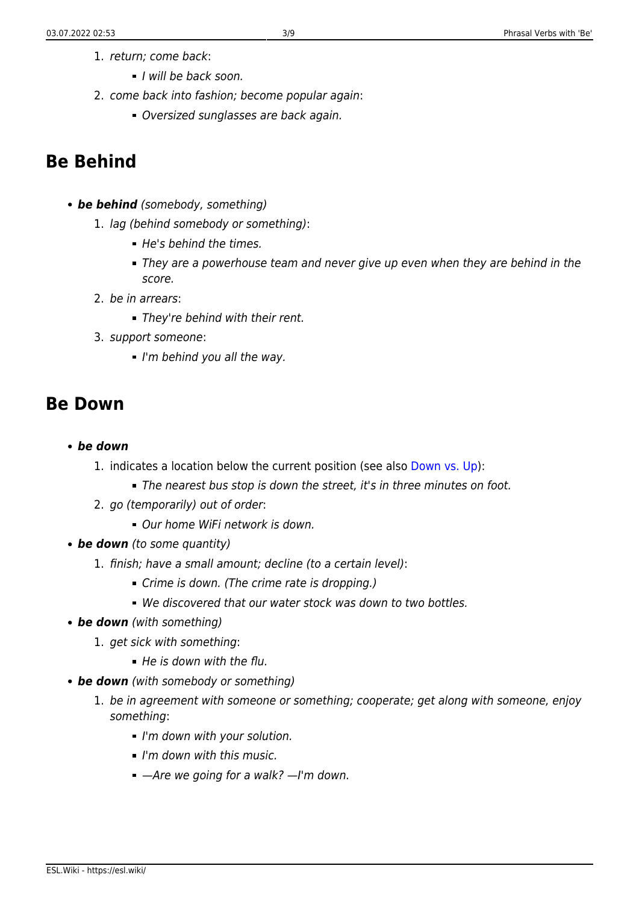1. *return; come back*:
    - *I will be back soon.*
2. *come back into fashion; become popular again*:
    - *Oversized sunglasses are back again.*

## Be Behind

- ***be behind*** *(somebody, something)*
    1. *lag (behind somebody or something)*:
        - *He's behind the times.*
        - *They are a powerhouse team and never give up even when they are behind in the score.*
    2. *be in arrears*:
        - *They're behind with their rent.*
    3. *support someone*:
        - *I'm behind you all the way.*

## Be Down

- ***be down***
    1. indicates a location below the current position (see also Down vs. Up):
        - *The nearest bus stop is down the street, it's in three minutes on foot.*
    2. *go (temporarily) out of order*:
        - *Our home WiFi network is down.*
- ***be down*** *(to some quantity)*
    1. *finish; have a small amount; decline (to a certain level)*:
        - *Crime is down. (The crime rate is dropping.)*
        - *We discovered that our water stock was down to two bottles.*
- ***be down*** *(with something)*
    1. *get sick with something*:
        - *He is down with the flu.*
- ***be down*** *(with somebody or something)*
    1. *be in agreement with someone or something; cooperate; get along with someone, enjoy something*:
        - *I'm down with your solution.*
        - *I'm down with this music.*
        - *—Are we going for a walk? —I'm down.*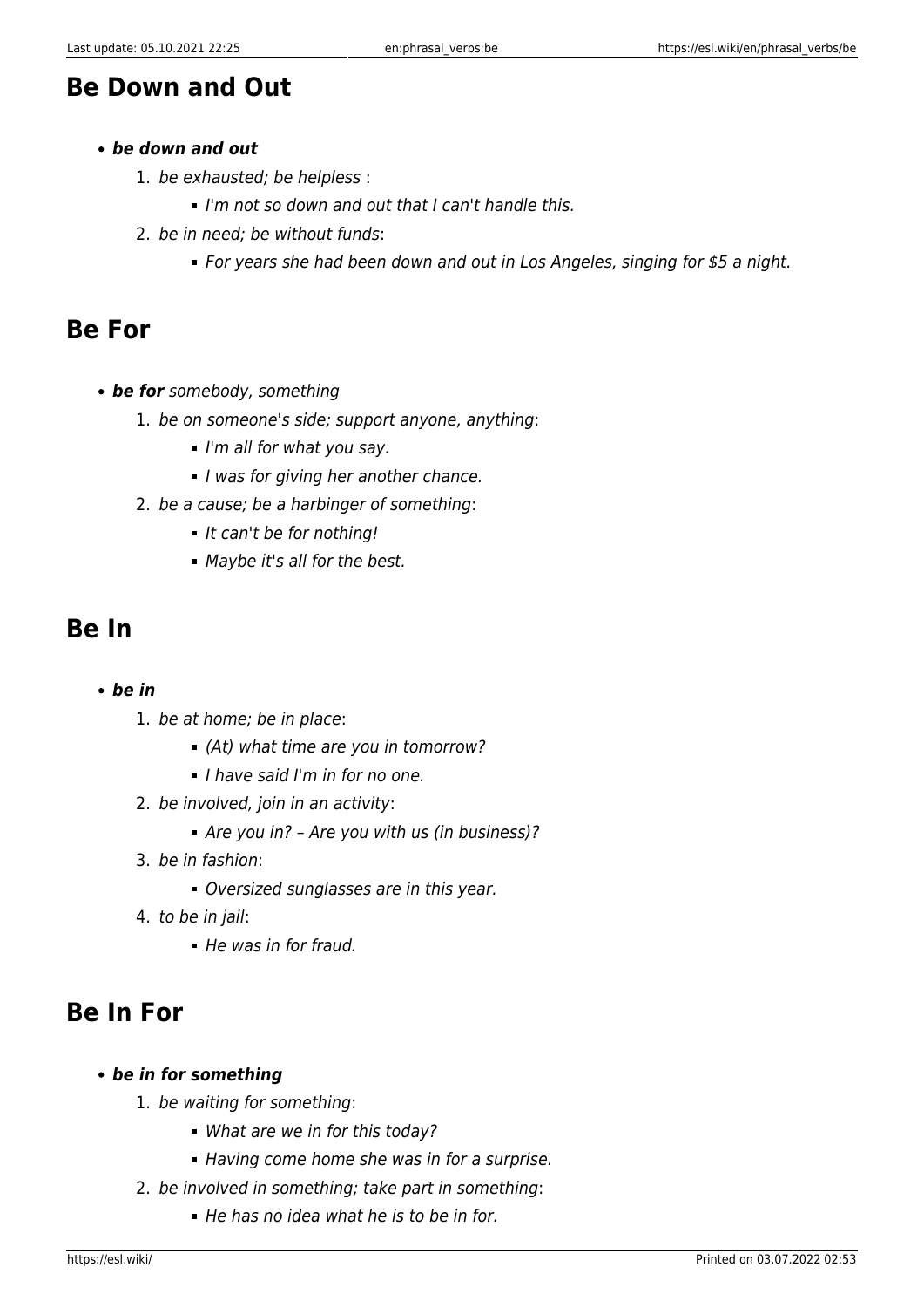## Be Down and Out

- ***be down and out***
  1. *be exhausted; be helpless* :
     - *I'm not so down and out that I can't handle this.*
  2. *be in need; be without funds*:
     - *For years she had been down and out in Los Angeles, singing for $5 a night.*

## Be For

- ***be for*** *somebody*, *something*
  1. *be on someone's side; support anyone, anything*:
     - *I'm all for what you say.*
     - *I was for giving her another chance.*
  2. *be a cause; be a harbinger of something*:
     - *It can't be for nothing!*
     - *Maybe it's all for the best.*

## Be In

- ***be in***
  1. *be at home; be in place*:
     - *(At) what time are you in tomorrow?*
     - *I have said I'm in for no one.*
  2. *be involved, join in an activity*:
     - *Are you in? – Are you with us (in business)?*
  3. *be in fashion*:
     - *Oversized sunglasses are in this year.*
  4. *to be in jail*:
     - *He was in for fraud.*

## Be In For

- ***be in for something***
  1. *be waiting for something*:
     - *What are we in for this today?*
     - *Having come home she was in for a surprise.*
  2. *be involved in something; take part in something*:
     - *He has no idea what he is to be in for.*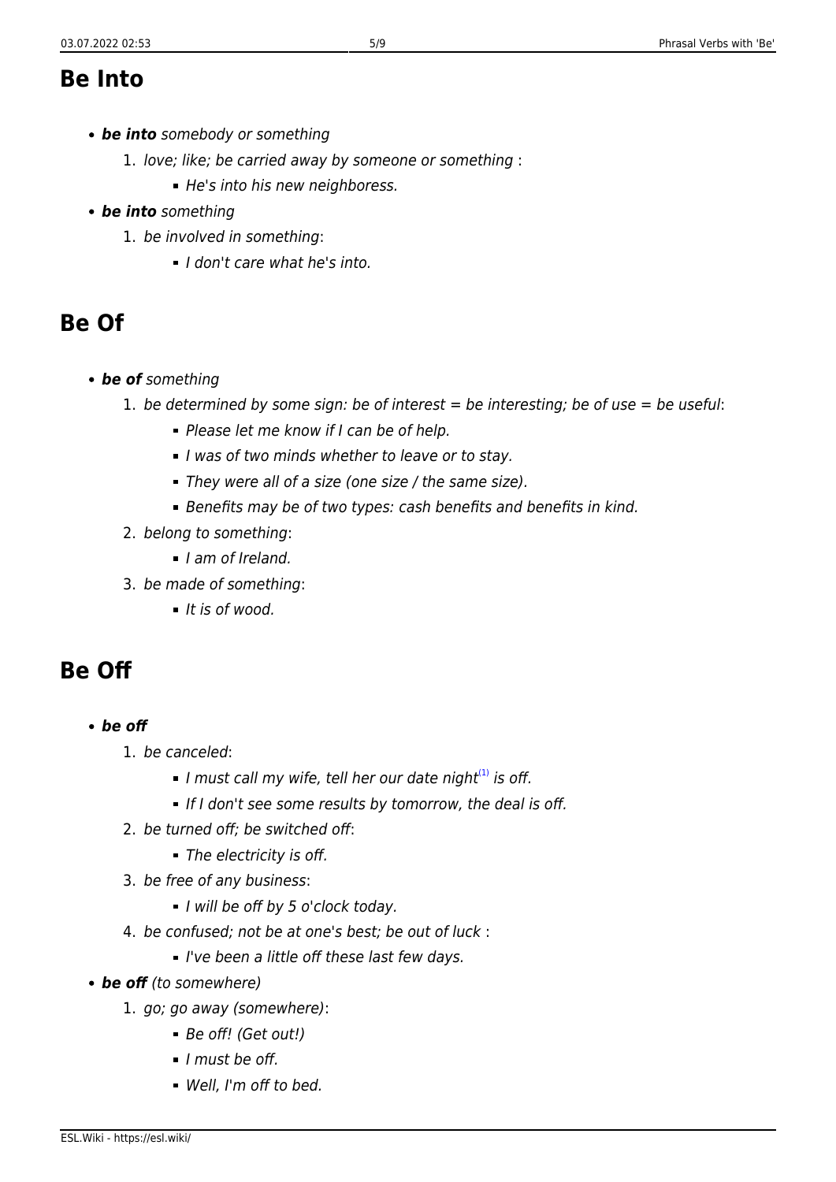## Be Into

- ***be into*** *somebody or something*
  1. *love; like; be carried away by someone or something* :
     - *He's into his new neighboress.*
- ***be into*** *something*
  1. *be involved in something*:
     - *I don't care what he's into.*

## Be Of

- ***be of*** *something*
  1. *be determined by some sign: be of interest = be interesting; be of use = be useful*:
     - *Please let me know if I can be of help.*
     - *I was of two minds whether to leave or to stay.*
     - *They were all of a size (one size / the same size).*
     - *Benefits may be of two types: cash benefits and benefits in kind.*
  2. *belong to something*:
     - *I am of Ireland.*
  3. *be made of something*:
     - *It is of wood.*

## Be Off

- ***be off***
  1. *be canceled*:
     - *I must call my wife, tell her our date night*[1] *is off.*
     - *If I don't see some results by tomorrow, the deal is off.*
  2. *be turned off; be switched off*:
     - *The electricity is off.*
  3. *be free of any business*:
     - *I will be off by 5 o'clock today.*
  4. *be confused; not be at one's best; be out of luck* :
     - *I've been a little off these last few days.*
- ***be off*** *(to somewhere)*
  1. *go; go away (somewhere)*:
     - *Be off! (Get out!)*
     - *I must be off.*
     - *Well, I'm off to bed.*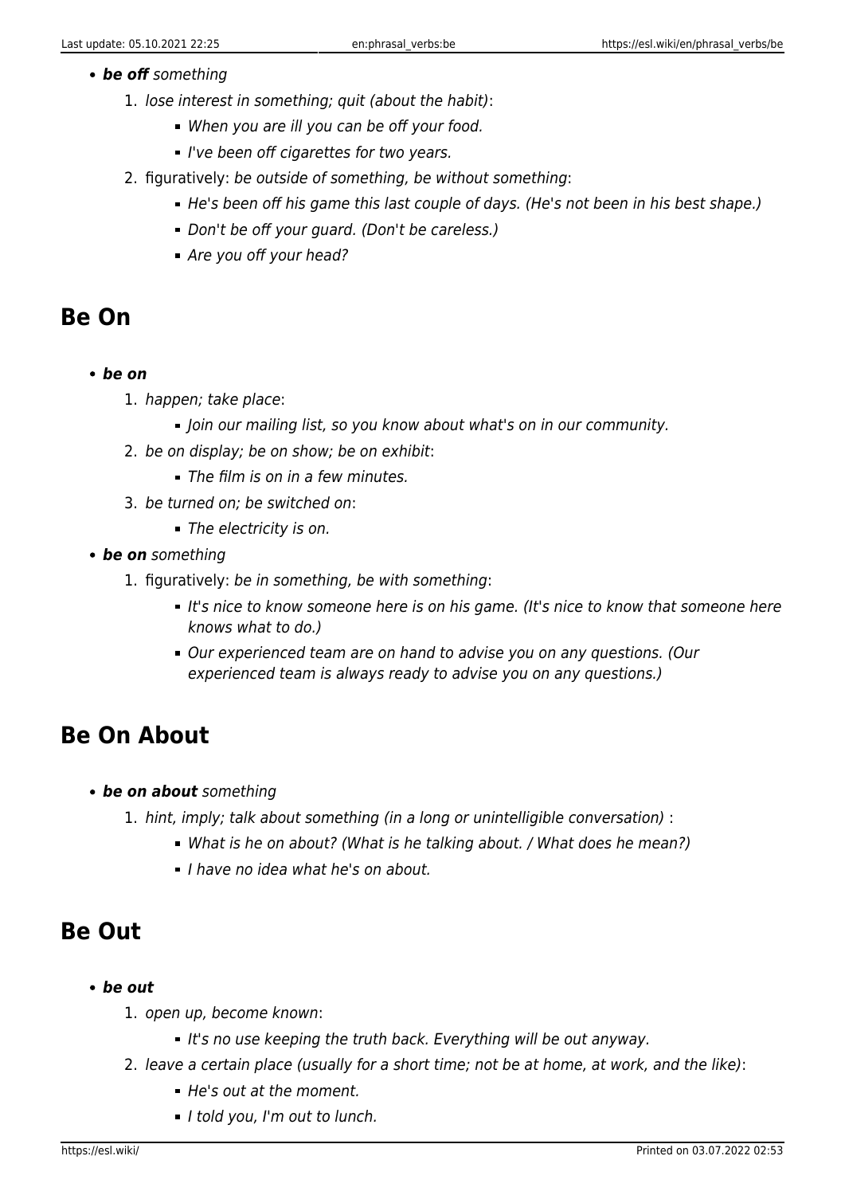- ***be off** something*
    1. *lose interest in something; quit (about the habit)*:
        - *When you are ill you can be off your food.*
        - *I've been off cigarettes for two years.*
    2. figuratively: *be outside of something, be without something*:
        - *He's been off his game this last couple of days. (He's not been in his best shape.)*
        - *Don't be off your guard. (Don't be careless.)*
        - *Are you off your head?*

## Be On

- ***be on***
    1. *happen; take place*:
        - *Join our mailing list, so you know about what's on in our community.*
    2. *be on display; be on show; be on exhibit*:
        - *The film is on in a few minutes.*
    3. *be turned on; be switched on*:
        - *The electricity is on.*
- ***be on** something*
    1. figuratively: *be in something, be with something*:
        - *It's nice to know someone here is on his game. (It's nice to know that someone here knows what to do.)*
        - *Our experienced team are on hand to advise you on any questions. (Our experienced team is always ready to advise you on any questions.)*

## Be On About

- ***be on about** something*
    1. *hint, imply; talk about something (in a long or unintelligible conversation)* :
        - *What is he on about? (What is he talking about. / What does he mean?)*
        - *I have no idea what he's on about.*

## Be Out

- ***be out***
    1. *open up, become known*:
        - *It's no use keeping the truth back. Everything will be out anyway.*
    2. *leave a certain place (usually for a short time; not be at home, at work, and the like)*:
        - *He's out at the moment.*
        - *I told you, I'm out to lunch.*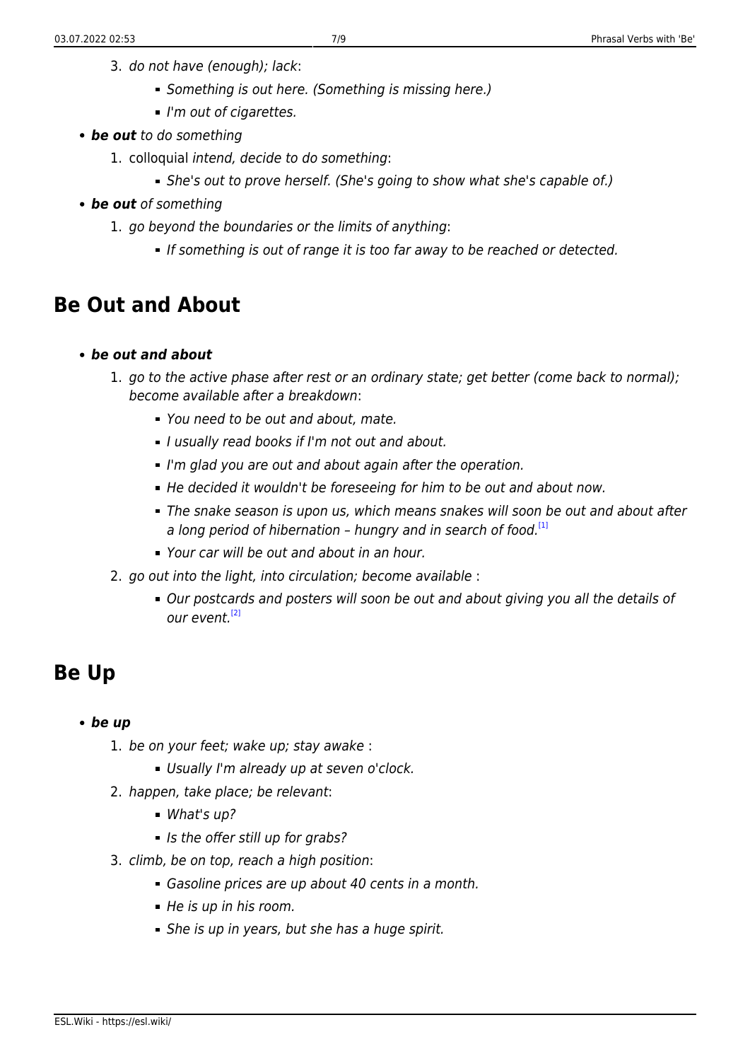3. *do not have (enough); lack*:
    - *Something is out here. (Something is missing here.)*
    - *I'm out of cigarettes.*

- ***be out*** *to do something*
    1. colloquial *intend, decide to do something*:
        - *She's out to prove herself. (She's going to show what she's capable of.)*
- ***be out*** *of something*
    1. *go beyond the boundaries or the limits of anything*:
        - *If something is out of range it is too far away to be reached or detected.*

## Be Out and About

- ***be out and about***
    1. *go to the active phase after rest or an ordinary state; get better (come back to normal); become available after a breakdown*:
        - *You need to be out and about, mate.*
        - *I usually read books if I'm not out and about.*
        - *I'm glad you are out and about again after the operation.*
        - *He decided it wouldn't be foreseeing for him to be out and about now.*
        - *The snake season is upon us, which means snakes will soon be out and about after a long period of hibernation – hungry and in search of food.*[1]
        - *Your car will be out and about in an hour.*
    2. *go out into the light, into circulation; become available* :
        - *Our postcards and posters will soon be out and about giving you all the details of our event.*[2]

## Be Up

- ***be up***
    1. *be on your feet; wake up; stay awake* :
        - *Usually I'm already up at seven o'clock.*
    2. *happen, take place; be relevant*:
        - *What's up?*
        - *Is the offer still up for grabs?*
    3. *climb, be on top, reach a high position*:
        - *Gasoline prices are up about 40 cents in a month.*
        - *He is up in his room.*
        - *She is up in years, but she has a huge spirit.*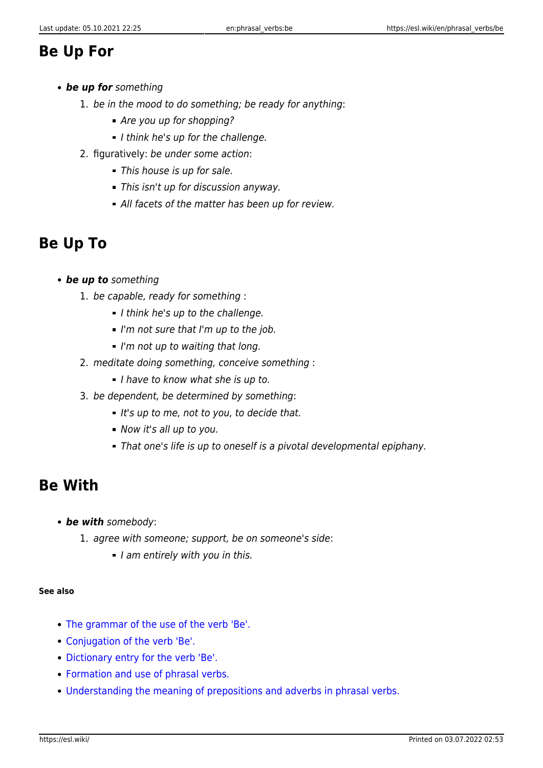## Be Up For

- ***be up for*** *something*
  1. *be in the mood to do something; be ready for anything*:
     - *Are you up for shopping?*
     - *I think he's up for the challenge.*
  2. figuratively: *be under some action*:
     - *This house is up for sale.*
     - *This isn't up for discussion anyway.*
     - *All facets of the matter has been up for review.*

## Be Up To

- ***be up to*** *something*
  1. *be capable, ready for something* :
     - *I think he's up to the challenge.*
     - *I'm not sure that I'm up to the job.*
     - *I'm not up to waiting that long.*
  2. *meditate doing something, conceive something* :
     - *I have to know what she is up to.*
  3. *be dependent, be determined by something*:
     - *It's up to me, not to you, to decide that.*
     - *Now it's all up to you.*
     - *That one's life is up to oneself is a pivotal developmental epiphany.*

## Be With

- ***be with*** *somebody*:
  1. *agree with someone; support, be on someone's side*:
     - *I am entirely with you in this.*

#### See also

- The grammar of the use of the verb 'Be'.
- Conjugation of the verb 'Be'.
- Dictionary entry for the verb 'Be'.
- Formation and use of phrasal verbs.
- Understanding the meaning of prepositions and adverbs in phrasal verbs.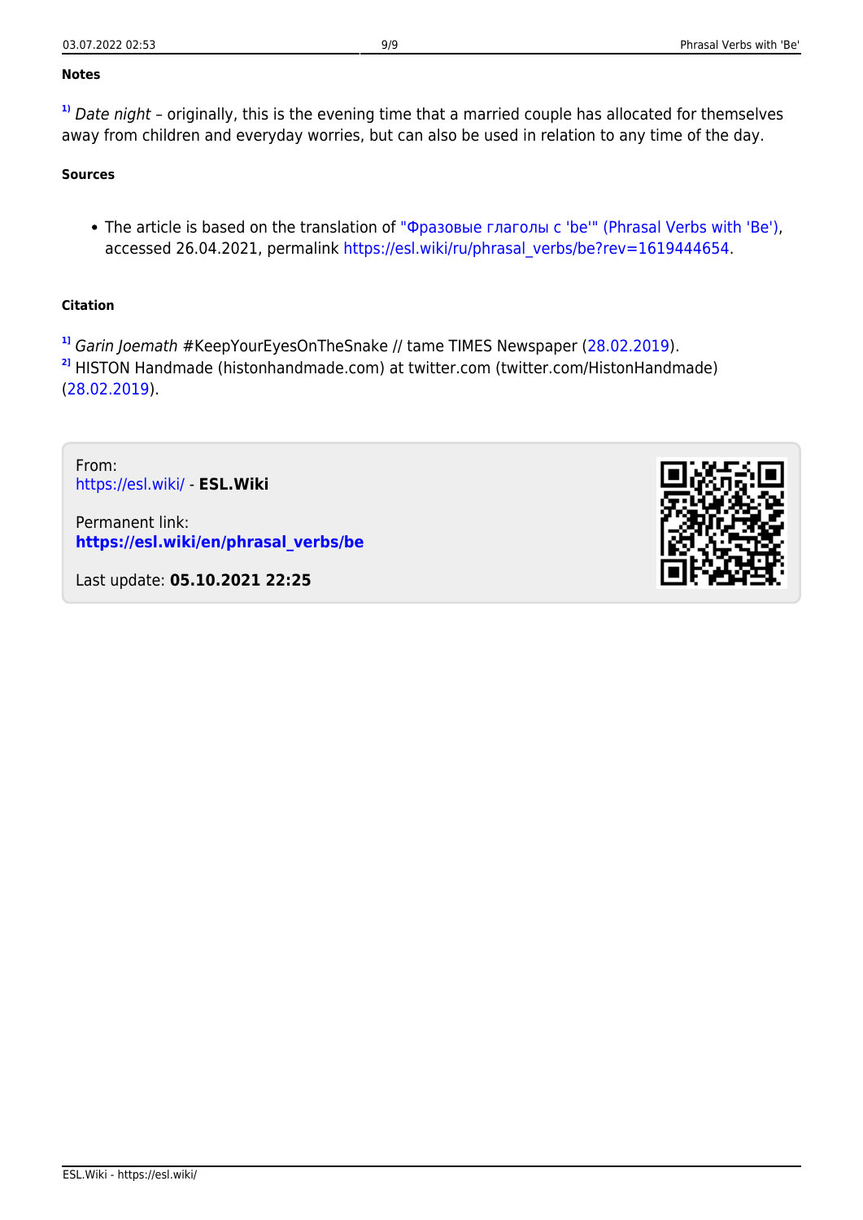#### Notes

[1] *Date night* – originally, this is the evening time that a married couple has allocated for themselves away from children and everyday worries, but can also be used in relation to any time of the day.

#### Sources

- The article is based on the translation of "Фразовые глаголы с 'be'" (Phrasal Verbs with 'Be'), accessed 26.04.2021, permalink https://esl.wiki/ru/phrasal_verbs/be?rev=1619444654.

#### Citation

[1] *Garin Joemath* #KeepYourEyesOnTheSnake // tame TIMES Newspaper (28.02.2019).
[2] HISTON Handmade (histonhandmade.com) at twitter.com (twitter.com/HistonHandmade) (28.02.2019).

From:
https://esl.wiki/ - **ESL.Wiki**

Permanent link:
**https://esl.wiki/en/phrasal_verbs/be**

Last update: **05.10.2021 22:25**